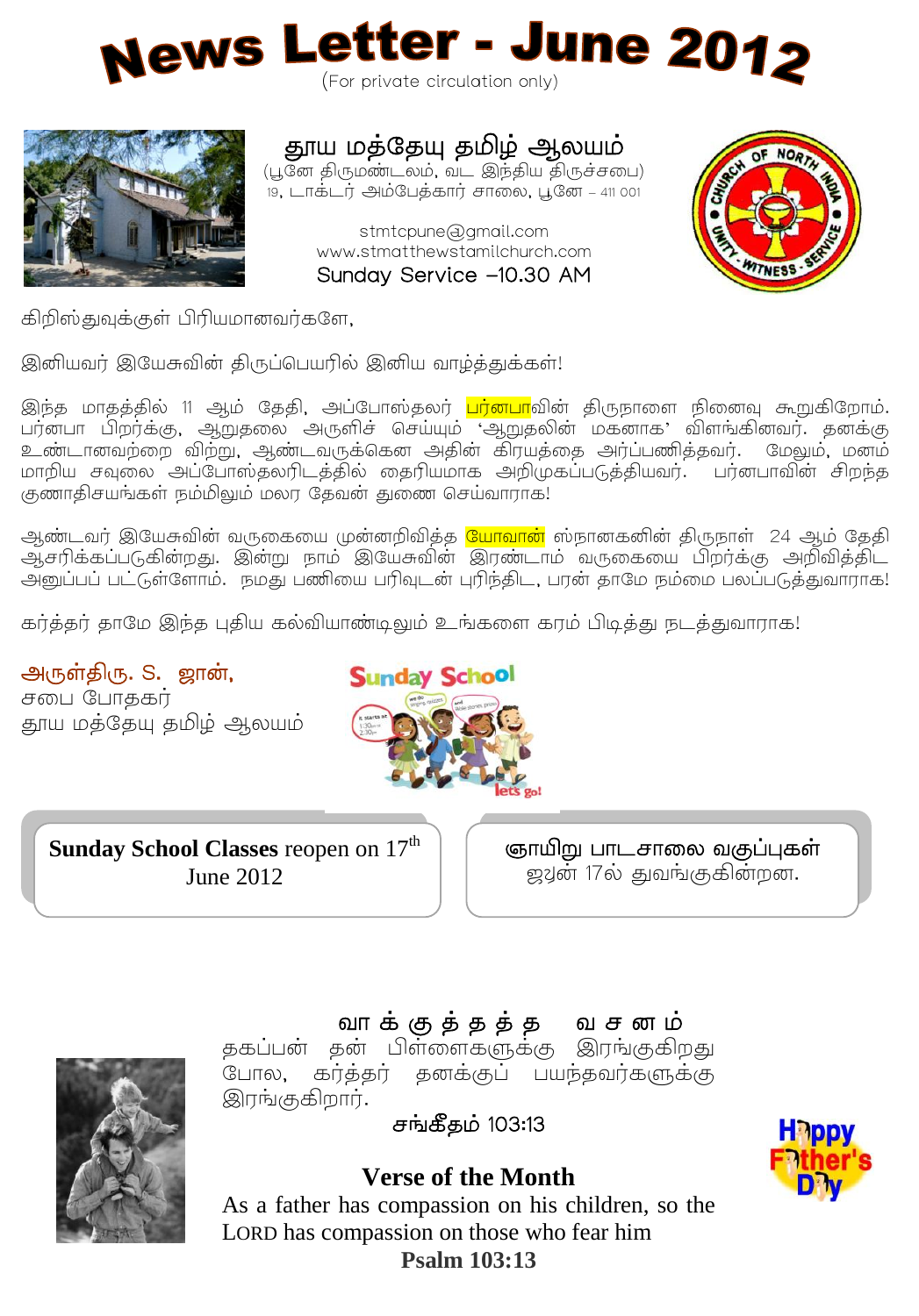# News Letter - June 2012

(For private circulation only)

## தூய மத்தேயு தமிழ் ஆலயம்

(பூனே திருமண்டலம், வட இந்திய திருச்சபை)
19, டாக்டர் அம்பேத்கார் சாலை, பூனே – 411 001

stmtcpune@gmail.com
www.stmatthewstamilchurch.com
Sunday Service –10.30 AM

கிறிஸ்துவுக்குள் பிரியமானவர்களே,

இனியவர் இயேசுவின் திருப்பெயரில் இனிய வாழ்த்துக்கள்!

இந்த மாதத்தில் 11 ஆம் தேதி, அப்போஸ்தலர் பர்னபாவின் திருநாளை நினைவு கூறுகிறோம். பர்னபா பிறர்க்கு, ஆறுதலை அருளிச் செய்யும் 'ஆறுதலின் மகனாக' விளங்கினவர். தனக்கு உண்டானவற்றை விற்று, ஆண்டவருக்கென அதின் கிரயத்தை அர்ப்பணித்தவர். மேலும், மனம் மாறிய சவுலை அப்போஸ்தலரிடத்தில் தைரியமாக அறிமுகப்படுத்தியவர். பர்னபாவின் சிறந்த குணாதிசயங்கள் நம்மிலும் மலர தேவன் துணை செய்வாராக!

ஆண்டவர் இயேசுவின் வருகையை முன்னறிவித்த யோவான் ஸ்நானகனின் திருநாள் 24 ஆம் தேதி ஆசரிக்கப்படுகின்றது. இன்று நாம் இயேசுவின் இரண்டாம் வருகையை பிறர்க்கு அறிவித்திட அனுப்பப் பட்டுள்ளோம். நமது பணியை பரிவுடன் புரிந்திட, பரன் தாமே நம்மை பலப்படுத்துவாராக!

கர்த்தர் தாமே இந்த புதிய கல்வியாண்டிலும் உங்களை கரம் பிடித்து நடத்துவாராக!

அருள்திரு. S. ஜான்,
சபை போதகர்
தூய மத்தேயு தமிழ் ஆலயம்

**Sunday School Classes** reopen on 17th June 2012

ஞாயிறு பாடசாலை வகுப்புகள் ஜுன் 17ல் துவங்குகின்றன.

### வாக்குத்தத்த வசனம்

தகப்பன் தன் பிள்ளைகளுக்கு இரங்குகிறது போல, கர்த்தர் தனக்குப் பயந்தவர்களுக்கு இரங்குகிறார்.

**சங்கீதம் 103:13**

### Verse of the Month

As a father has compassion on his children, so the LORD has compassion on those who fear him

**Psalm 103:13**

Happy Father's Day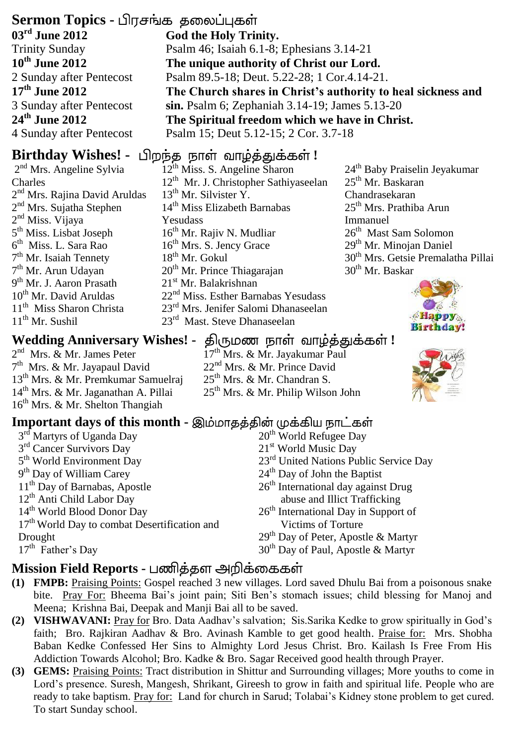## Sermon Topics - பிரசங்க தலைப்புகள்

**03rd June 2012** — Trinity Sunday
**God the Holy Trinity.**
Psalm 46; Isaiah 6.1-8; Ephesians 3.14-21

**10th June 2012** — 2 Sunday after Pentecost
**The unique authority of Christ our Lord.**
Psalm 89.5-18; Deut. 5.22-28; 1 Cor.4.14-21.

**17th June 2012** — 3 Sunday after Pentecost
**The Church shares in Christ's authority to heal sickness and sin.**
Psalm 6; Zephaniah 3.14-19; James 5.13-20

**24th June 2012** — 4 Sunday after Pentecost
**The Spiritual freedom which we have in Christ.**
Psalm 15; Deut 5.12-15; 2 Cor. 3.7-18

## Birthday Wishes! - பிறந்த நாள் வாழ்த்துக்கள் !

2nd Mrs. Angeline Sylvia Charles
2nd Mrs. Rajina David Aruldas
2nd Mrs. Sujatha Stephen
2nd Miss. Vijaya
5th Miss. Lisbat Joseph
6th Miss. L. Sara Rao
7th Mr. Isaiah Tennety
7th Mr. Arun Udayan
9th Mr. J. Aaron Prasath
10th Mr. David Aruldas
11th Miss Sharon Christa
11th Mr. Sushil
12th Miss. S. Angeline Sharon
12th Mr. J. Christopher Sathiyaseelan
13th Mr. Silvister Y.
14th Miss Elizabeth Barnabas Yesudass
16th Mr. Rajiv N. Mudliar
16th Mrs. S. Jency Grace
18th Mr. Gokul
20th Mr. Prince Thiagarajan
21st Mr. Balakrishnan
22nd Miss. Esther Barnabas Yesudass
23rd Mrs. Jenifer Salomi Dhanaseelan
23rd Mast. Steve Dhanaseelan
24th Baby Praiselin Jeyakumar
25th Mr. Baskaran Chandrasekaran
25th Mrs. Prathiba Arun Immanuel
26th Mast Sam Solomon
29th Mr. Minojan Daniel
30th Mrs. Getsie Premalatha Pillai
30th Mr. Baskar

## Wedding Anniversary Wishes! - திருமண நாள் வாழ்த்துக்கள் !

2nd Mrs. & Mr. James Peter
7th Mrs. & Mr. Jayapaul David
13th Mrs. & Mr. Premkumar Samuelraj
14th Mrs. & Mr. Jaganathan A. Pillai
16th Mrs. & Mr. Shelton Thangiah
17th Mrs. & Mr. Jayakumar Paul
22nd Mrs. & Mr. Prince David
25th Mrs. & Mr. Chandran S.
25th Mrs. & Mr. Philip Wilson John

## Important days of this month - இம்மாதத்தின் முக்கிய நாட்கள்

3rd Martyrs of Uganda Day
3rd Cancer Survivors Day
5th World Environment Day
9th Day of William Carey
11th Day of Barnabas, Apostle
12th Anti Child Labor Day
14th World Blood Donor Day
17th World Day to combat Desertification and Drought
17th Father's Day
20th World Refugee Day
21st World Music Day
23rd United Nations Public Service Day
24th Day of John the Baptist
26th International day against Drug abuse and Illict Trafficking
26th International Day in Support of Victims of Torture
29th Day of Peter, Apostle & Martyr
30th Day of Paul, Apostle & Martyr

## Mission Field Reports - பணித்தள அறிக்கைகள்

**(1) FMPB:** Praising Points: Gospel reached 3 new villages. Lord saved Dhulu Bai from a poisonous snake bite. Pray For: Bheema Bai's joint pain; Siti Ben's stomach issues; child blessing for Manoj and Meena; Krishna Bai, Deepak and Manji Bai all to be saved.

**(2) VISHWAVANI:** Pray for Bro. Data Aadhav's salvation; Sis.Sarika Kedke to grow spiritually in God's faith; Bro. Rajkiran Aadhav & Bro. Avinash Kamble to get good health. Praise for: Mrs. Shobha Baban Kedke Confessed Her Sins to Almighty Lord Jesus Christ. Bro. Kailash Is Free From His Addiction Towards Alcohol; Bro. Kadke & Bro. Sagar Received good health through Prayer.

**(3) GEMS:** Praising Points: Tract distribution in Shittur and Surrounding villages; More youths to come in Lord's presence. Suresh, Mangesh, Shrikant, Gireesh to grow in faith and spiritual life. People who are ready to take baptism. Pray for: Land for church in Sarud; Tolabai's Kidney stone problem to get cured. To start Sunday school.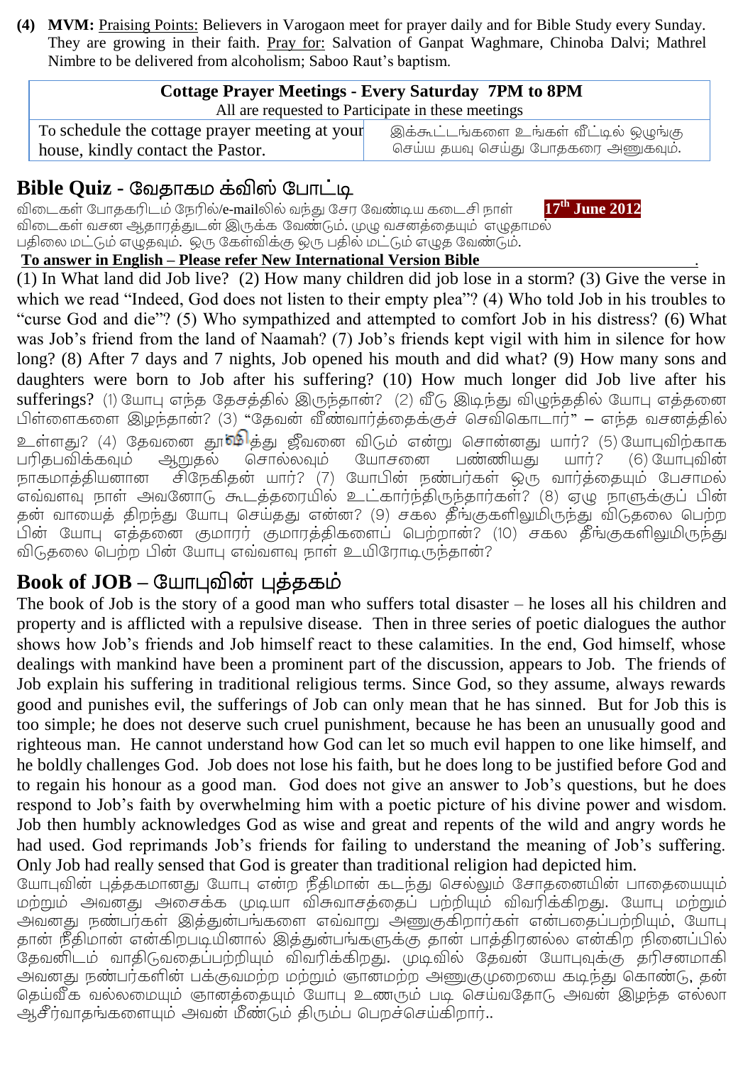**(4) MVM:** Praising Points: Believers in Varogaon meet for prayer daily and for Bible Study every Sunday. They are growing in their faith. Pray for: Salvation of Ganpat Waghmare, Chinoba Dalvi; Mathrel Nimbre to be delivered from alcoholism; Saboo Raut's baptism.

| **Cottage Prayer Meetings - Every Saturday 7PM to 8PM**<br>All are requested to Participate in these meetings | |
|---|---|
| To schedule the cottage prayer meeting at your house, kindly contact the Pastor. | இக்கூட்டங்களை உங்கள் வீட்டில் ஒழுங்கு செய்ய தயவு செய்து போதகரை அணுகவும். |

## Bible Quiz - வேதாகம க்விஸ் போட்டி

விடைகள் போதகரிடம் நேரில்/e-mailலில் வந்து சேர வேண்டிய கடைசி நாள் **17th June 2012**
விடைகள் வசன ஆதாரத்துடன் இருக்க வேண்டும். முழு வசனத்தையும் எழுதாமல் பதிலை மட்டும் எழுதவும். ஒரு கேள்விக்கு ஒரு பதில் மட்டும் எழுத வேண்டும்.

**To answer in English – Please refer New International Version Bible**

(1) In What land did Job live? (2) How many children did job lose in a storm? (3) Give the verse in which we read "Indeed, God does not listen to their empty plea"? (4) Who told Job in his troubles to "curse God and die"? (5) Who sympathized and attempted to comfort Job in his distress? (6) What was Job's friend from the land of Naamah? (7) Job's friends kept vigil with him in silence for how long? (8) After 7 days and 7 nights, Job opened his mouth and did what? (9) How many sons and daughters were born to Job after his suffering? (10) How much longer did Job live after his sufferings? (1) யோபு எந்த தேசத்தில் இருந்தான்? (2) வீடு இடிந்து விழுந்ததில் யோபு எத்தனை பிள்ளைகளை இழந்தான்? (3) "தேவன் வீண்வார்த்தைக்குச் செவிகொடார்" – எந்த வசனத்தில் உள்ளது? (4) தேவனை தூஷித்து ஜீவனை விடும் என்று சொன்னது யார்? (5) யோபுவிற்காக பரிதபவிக்கவும் ஆறுதல் சொல்லவும் யோசனை பண்ணியது யார்? (6) யோபுவின் நாகமாத்தியனான சிநேகிதன் யார்? (7) யோபின் நண்பர்கள் ஒரு வார்த்தையும் பேசாமல் எவ்வளவு நாள் அவனோடு கூடத்தரையில் உட்கார்ந்திருந்தார்கள்? (8) ஏழு நாளுக்குப் பின் தன் வாயைத் திறந்து யோபு செய்தது என்ன? (9) சகல தீங்குகளிலுமிருந்து விடுதலை பெற்ற பின் யோபு எத்தனை குமாரர் குமாரத்திகளைப் பெற்றான்? (10) சகல தீங்குகளிலுமிருந்து விடுதலை பெற்ற பின் யோபு எவ்வளவு நாள் உயிரோடிருந்தான்?

## Book of JOB – யோபுவின் புத்தகம்

The book of Job is the story of a good man who suffers total disaster – he loses all his children and property and is afflicted with a repulsive disease. Then in three series of poetic dialogues the author shows how Job's friends and Job himself react to these calamities. In the end, God himself, whose dealings with mankind have been a prominent part of the discussion, appears to Job. The friends of Job explain his suffering in traditional religious terms. Since God, so they assume, always rewards good and punishes evil, the sufferings of Job can only mean that he has sinned. But for Job this is too simple; he does not deserve such cruel punishment, because he has been an unusually good and righteous man. He cannot understand how God can let so much evil happen to one like himself, and he boldly challenges God. Job does not lose his faith, but he does long to be justified before God and to regain his honour as a good man. God does not give an answer to Job's questions, but he does respond to Job's faith by overwhelming him with a poetic picture of his divine power and wisdom. Job then humbly acknowledges God as wise and great and repents of the wild and angry words he had used. God reprimands Job's friends for failing to understand the meaning of Job's suffering. Only Job had really sensed that God is greater than traditional religion had depicted him.

யோபுவின் புத்தகமானது யோபு என்ற நீதிமான் கடந்து செல்லும் சோதனையின் பாதையையும் மற்றும் அவனது அசைக்க முடியா விசுவாசத்தைப் பற்றியும் விவரிக்கிறது. யோபு மற்றும் அவனது நண்பர்கள் இத்துன்பங்களை எவ்வாறு அணுகுகிறார்கள் என்பதைப்பற்றியும், யோபு தான் நீதிமான் என்கிறபடியினால் இத்துன்பங்களுக்கு தான் பாத்திரனல்ல என்கிற நினைப்பில் தேவனிடம் வாதிடுவதைப்பற்றியும் விவரிக்கிறது. முடிவில் தேவன் யோபுவுக்கு தரிசனமாகி அவனது நண்பர்களின் பக்குவமற்ற மற்றும் ஞானமற்ற அணுகுமுறையை கடிந்து கொண்டு, தன் தெய்வீக வல்லமையும் ஞானத்தையும் யோபு உணரும் படி செய்வதோடு அவன் இழந்த எல்லா ஆசீர்வாதங்களையும் அவன் மீண்டும் திரும்ப பெறச்செய்கிறார்..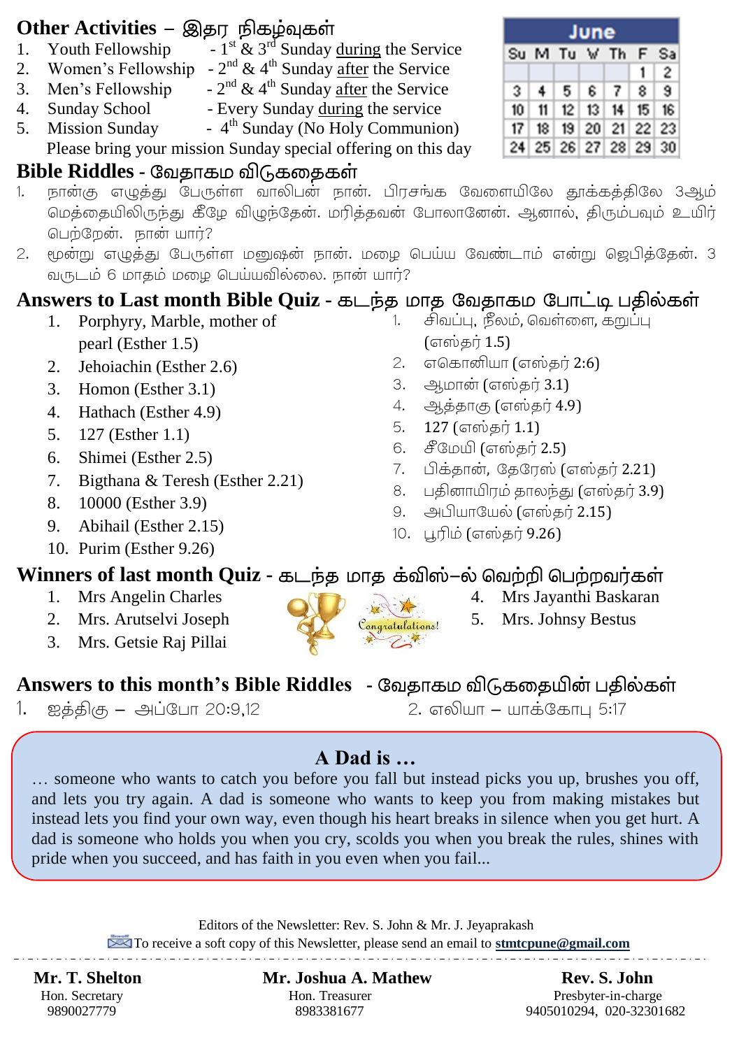## Other Activities – இதர நிகழ்வுகள்

1. Youth Fellowship - 1st & 3rd Sunday during the Service
2. Women's Fellowship - 2nd & 4th Sunday after the Service
3. Men's Fellowship - 2nd & 4th Sunday after the Service
4. Sunday School - Every Sunday during the service
5. Mission Sunday - 4th Sunday (No Holy Communion)

Please bring your mission Sunday special offering on this day

| June | | | | | | |
|---|---|---|---|---|---|---|
| Su | M | Tu | W | Th | F | Sa |
| | | | | | 1 | 2 |
| 3 | 4 | 5 | 6 | 7 | 8 | 9 |
| 10 | 11 | 12 | 13 | 14 | 15 | 16 |
| 17 | 18 | 19 | 20 | 21 | 22 | 23 |
| 24 | 25 | 26 | 27 | 28 | 29 | 30 |

## Bible Riddles - வேதாகம விடுகதைகள்

1. நான்கு எழுத்து பேருள்ள வாலிபன் நான். பிரசங்க வேளையிலே தூக்கத்திலே 3ஆம் மெத்தையிலிருந்து கீழே விழுந்தேன். மரித்தவன் போலானேன். ஆனால், திரும்பவும் உயிர் பெற்றேன். நான் யார்?
2. மூன்று எழுத்து பேருள்ள மனுஷன் நான். மழை பெய்ய வேண்டாம் என்று ஜெபித்தேன். 3 வருடம் 6 மாதம் மழை பெய்யவில்லை. நான் யார்?

## Answers to Last month Bible Quiz - கடந்த மாத வேதாகம போட்டி பதில்கள்

1. Porphyry, Marble, mother of pearl (Esther 1.5)
2. Jehoiachin (Esther 2.6)
3. Homon (Esther 3.1)
4. Hathach (Esther 4.9)
5. 127 (Esther 1.1)
6. Shimei (Esther 2.5)
7. Bigthana & Teresh (Esther 2.21)
8. 10000 (Esther 3.9)
9. Abihail (Esther 2.15)
10. Purim (Esther 9.26)

1. சிவப்பு, நீலம், வெள்ளை, கறுப்பு (எஸ்தர் 1.5)
2. எகொனியா (எஸ்தர் 2:6)
3. ஆமான் (எஸ்தர் 3.1)
4. ஆத்தாகு (எஸ்தர் 4.9)
5. 127 (எஸ்தர் 1.1)
6. சீமேயி (எஸ்தர் 2.5)
7. பிக்தான், தேரேஸ் (எஸ்தர் 2.21)
8. பதினாயிரம் தாலந்து (எஸ்தர் 3.9)
9. அபியாயேல் (எஸ்தர் 2.15)
10. பூரிம் (எஸ்தர் 9.26)

## Winners of last month Quiz - கடந்த மாத க்விஸ்–ல் வெற்றி பெற்றவர்கள்

1. Mrs Angelin Charles
2. Mrs. Arutselvi Joseph
3. Mrs. Getsie Raj Pillai
4. Mrs Jayanthi Baskaran
5. Mrs. Johnsy Bestus

## Answers to this month's Bible Riddles - வேதாகம விடுகதையின் பதில்கள்

1. ஐத்திகு – அப்போ 20:9,12
2. எலியா – யாக்கோபு 5:17

### A Dad is …

… someone who wants to catch you before you fall but instead picks you up, brushes you off, and lets you try again. A dad is someone who wants to keep you from making mistakes but instead lets you find your own way, even though his heart breaks in silence when you get hurt. A dad is someone who holds you when you cry, scolds you when you break the rules, shines with pride when you succeed, and has faith in you even when you fail...

Editors of the Newsletter: Rev. S. John & Mr. J. Jeyaprakash

To receive a soft copy of this Newsletter, please send an email to **stmtcpune@gmail.com**

**Mr. T. Shelton**
Hon. Secretary
9890027779

**Mr. Joshua A. Mathew**
Hon. Treasurer
8983381677

**Rev. S. John**
Presbyter-in-charge
9405010294, 020-32301682